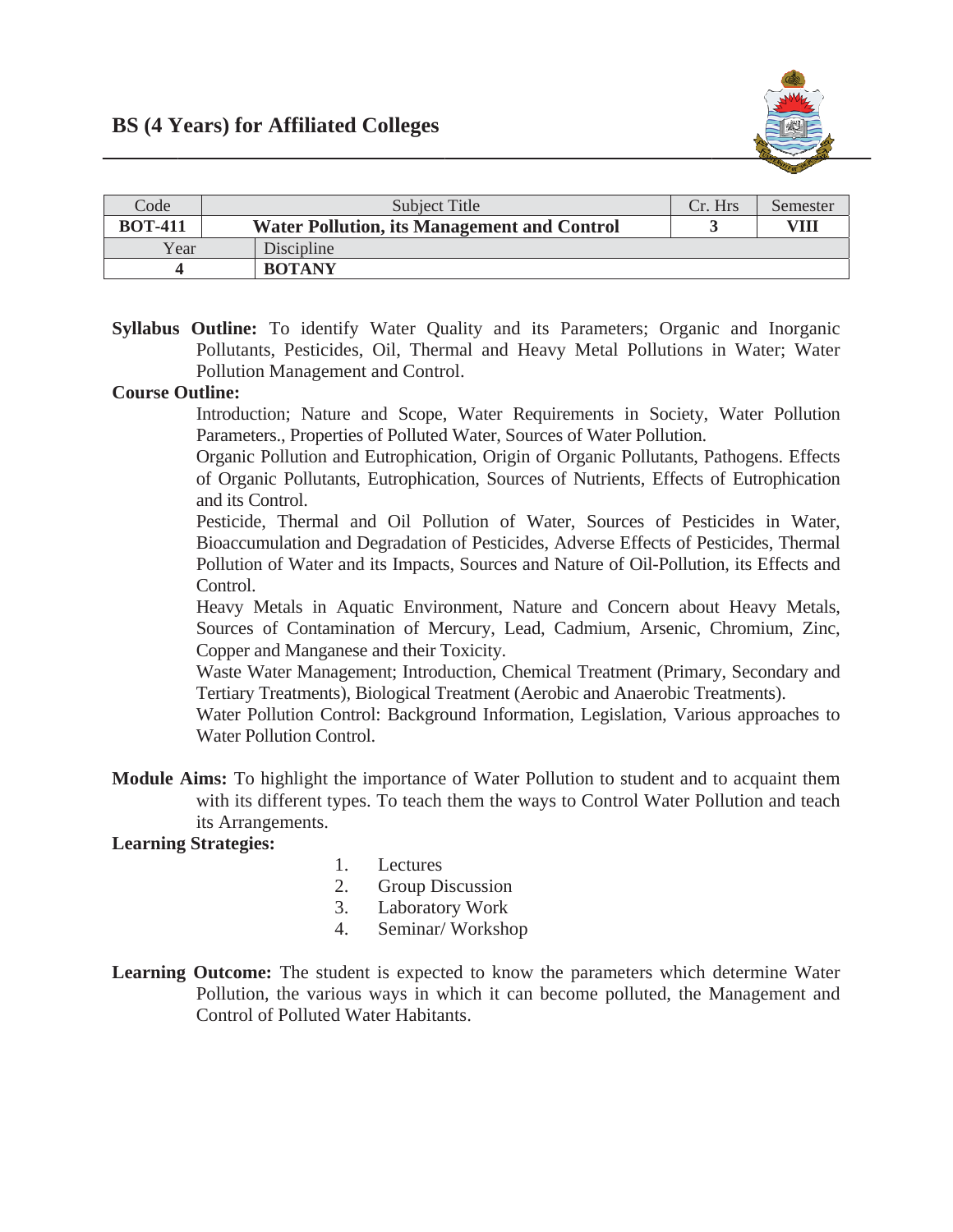# BS (4 Years) for Affiliated Colleges

| Code | Subject Title | Cr. Hrs | Semester |
|---|---|---|---|
| **BOT-411** | **Water Pollution, its Management and Control** | **3** | **VIII** |
| Year | Discipline | | |
| **4** | **BOTANY** | | |

**Syllabus Outline:** To identify Water Quality and its Parameters; Organic and Inorganic Pollutants, Pesticides, Oil, Thermal and Heavy Metal Pollutions in Water; Water Pollution Management and Control.

**Course Outline:**

Introduction; Nature and Scope, Water Requirements in Society, Water Pollution Parameters., Properties of Polluted Water, Sources of Water Pollution.

Organic Pollution and Eutrophication, Origin of Organic Pollutants, Pathogens. Effects of Organic Pollutants, Eutrophication, Sources of Nutrients, Effects of Eutrophication and its Control.

Pesticide, Thermal and Oil Pollution of Water, Sources of Pesticides in Water, Bioaccumulation and Degradation of Pesticides, Adverse Effects of Pesticides, Thermal Pollution of Water and its Impacts, Sources and Nature of Oil-Pollution, its Effects and Control.

Heavy Metals in Aquatic Environment, Nature and Concern about Heavy Metals, Sources of Contamination of Mercury, Lead, Cadmium, Arsenic, Chromium, Zinc, Copper and Manganese and their Toxicity.

Waste Water Management; Introduction, Chemical Treatment (Primary, Secondary and Tertiary Treatments), Biological Treatment (Aerobic and Anaerobic Treatments).

Water Pollution Control: Background Information, Legislation, Various approaches to Water Pollution Control.

**Module Aims:** To highlight the importance of Water Pollution to student and to acquaint them with its different types. To teach them the ways to Control Water Pollution and teach its Arrangements.

**Learning Strategies:**

1. Lectures
2. Group Discussion
3. Laboratory Work
4. Seminar/ Workshop

**Learning Outcome:** The student is expected to know the parameters which determine Water Pollution, the various ways in which it can become polluted, the Management and Control of Polluted Water Habitants.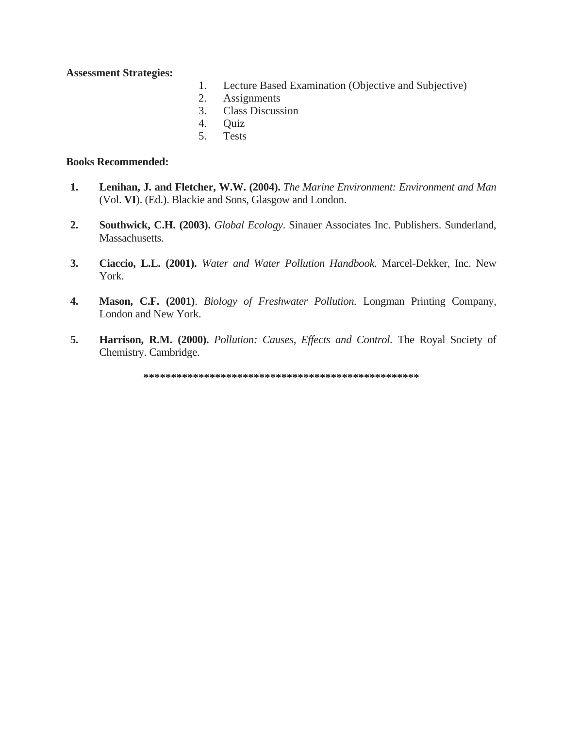**Assessment Strategies:**

1. Lecture Based Examination (Objective and Subjective)
2. Assignments
3. Class Discussion
4. Quiz
5. Tests

**Books Recommended:**

1. **Lenihan, J. and Fletcher, W.W. (2004).** *The Marine Environment: Environment and Man* (Vol. **VI**). (Ed.). Blackie and Sons, Glasgow and London.

2. **Southwick, C.H. (2003).** *Global Ecology*. Sinauer Associates Inc. Publishers. Sunderland, Massachusetts.

3. **Ciaccio, L.L. (2001).** *Water and Water Pollution Handbook.* Marcel-Dekker, Inc. New York.

4. **Mason, C.F. (2001)**. *Biology of Freshwater Pollution.* Longman Printing Company, London and New York.

5. **Harrison, R.M. (2000).** *Pollution: Causes, Effects and Control.* The Royal Society of Chemistry. Cambridge.

**************************************************